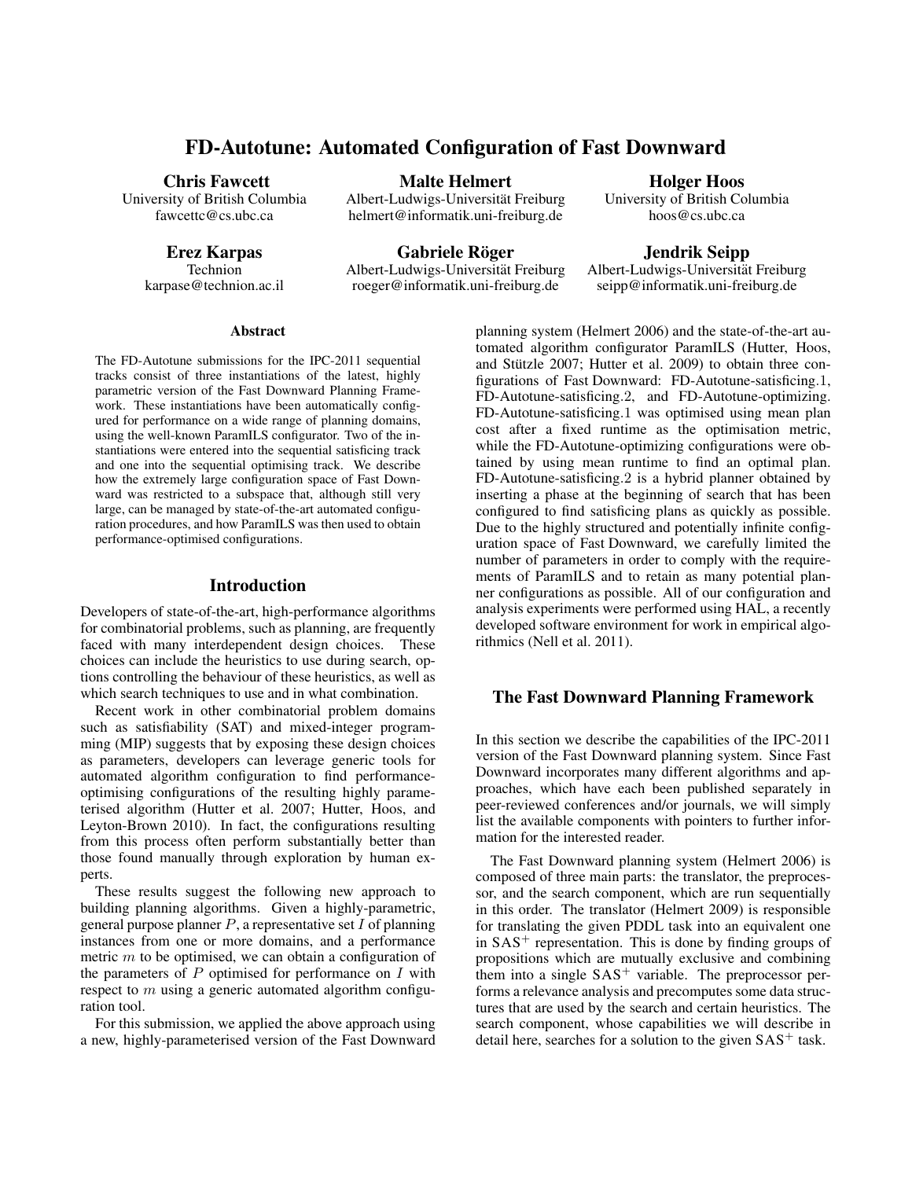# FD-Autotune: Automated Configuration of Fast Downward

**Chris Fawcett**
University of British Columbia
fawcettc@cs.ubc.ca

**Malte Helmert**
Albert-Ludwigs-Universität Freiburg
helmert@informatik.uni-freiburg.de

**Holger Hoos**
University of British Columbia
hoos@cs.ubc.ca

**Erez Karpas**
Technion
karpase@technion.ac.il

**Gabriele Röger**
Albert-Ludwigs-Universität Freiburg
roeger@informatik.uni-freiburg.de

**Jendrik Seipp**
Albert-Ludwigs-Universität Freiburg
seipp@informatik.uni-freiburg.de

### Abstract

The FD-Autotune submissions for the IPC-2011 sequential tracks consist of three instantiations of the latest, highly parametric version of the Fast Downward Planning Framework. These instantiations have been automatically configured for performance on a wide range of planning domains, using the well-known ParamILS configurator. Two of the instantiations were entered into the sequential satisficing track and one into the sequential optimising track. We describe how the extremely large configuration space of Fast Downward was restricted to a subspace that, although still very large, can be managed by state-of-the-art automated configuration procedures, and how ParamILS was then used to obtain performance-optimised configurations.

## Introduction

Developers of state-of-the-art, high-performance algorithms for combinatorial problems, such as planning, are frequently faced with many interdependent design choices. These choices can include the heuristics to use during search, options controlling the behaviour of these heuristics, as well as which search techniques to use and in what combination.

Recent work in other combinatorial problem domains such as satisfiability (SAT) and mixed-integer programming (MIP) suggests that by exposing these design choices as parameters, developers can leverage generic tools for automated algorithm configuration to find performance-optimising configurations of the resulting highly parameterised algorithm (Hutter et al. 2007; Hutter, Hoos, and Leyton-Brown 2010). In fact, the configurations resulting from this process often perform substantially better than those found manually through exploration by human experts.

These results suggest the following new approach to building planning algorithms. Given a highly-parametric, general purpose planner $P$, a representative set $I$ of planning instances from one or more domains, and a performance metric $m$ to be optimised, we can obtain a configuration of the parameters of $P$ optimised for performance on $I$ with respect to $m$ using a generic automated algorithm configuration tool.

For this submission, we applied the above approach using a new, highly-parameterised version of the Fast Downward planning system (Helmert 2006) and the state-of-the-art automated algorithm configurator ParamILS (Hutter, Hoos, and Stützle 2007; Hutter et al. 2009) to obtain three configurations of Fast Downward: FD-Autotune-satisficing.1, FD-Autotune-satisficing.2, and FD-Autotune-optimizing. FD-Autotune-satisficing.1 was optimised using mean plan cost after a fixed runtime as the optimisation metric, while the FD-Autotune-optimizing configurations were obtained by using mean runtime to find an optimal plan. FD-Autotune-satisficing.2 is a hybrid planner obtained by inserting a phase at the beginning of search that has been configured to find satisficing plans as quickly as possible. Due to the highly structured and potentially infinite configuration space of Fast Downward, we carefully limited the number of parameters in order to comply with the requirements of ParamILS and to retain as many potential planner configurations as possible. All of our configuration and analysis experiments were performed using HAL, a recently developed software environment for work in empirical algorithmics (Nell et al. 2011).

## The Fast Downward Planning Framework

In this section we describe the capabilities of the IPC-2011 version of the Fast Downward planning system. Since Fast Downward incorporates many different algorithms and approaches, which have each been published separately in peer-reviewed conferences and/or journals, we will simply list the available components with pointers to further information for the interested reader.

The Fast Downward planning system (Helmert 2006) is composed of three main parts: the translator, the preprocessor, and the search component, which are run sequentially in this order. The translator (Helmert 2009) is responsible for translating the given PDDL task into an equivalent one in $\text{SAS}^+$ representation. This is done by finding groups of propositions which are mutually exclusive and combining them into a single $\text{SAS}^+$ variable. The preprocessor performs a relevance analysis and precomputes some data structures that are used by the search and certain heuristics. The search component, whose capabilities we will describe in detail here, searches for a solution to the given $\text{SAS}^+$ task.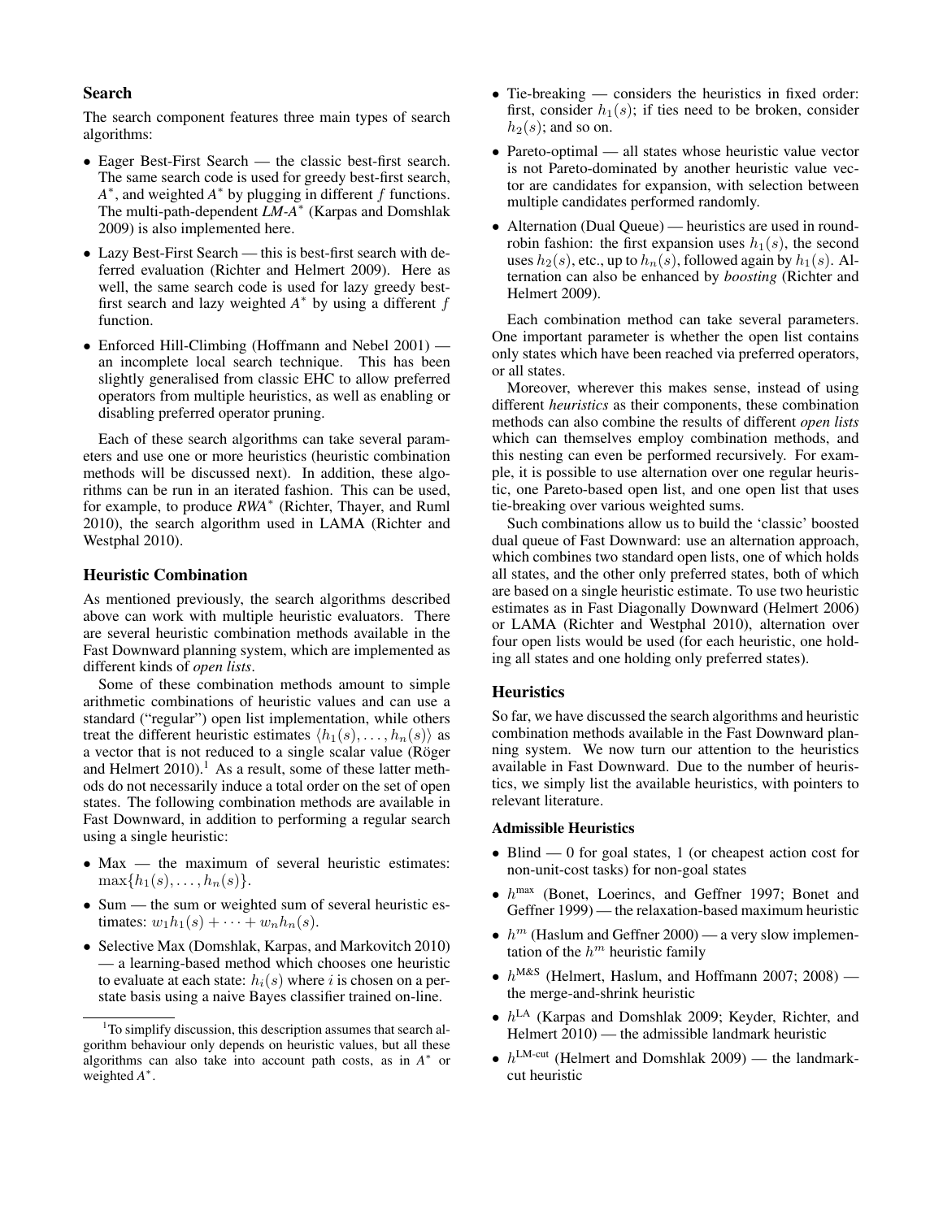## Search

The search component features three main types of search algorithms:

- Eager Best-First Search — the classic best-first search. The same search code is used for greedy best-first search, $A^*$, and weighted $A^*$ by plugging in different $f$ functions. The multi-path-dependent *LM-A*$^*$ (Karpas and Domshlak 2009) is also implemented here.
- Lazy Best-First Search — this is best-first search with deferred evaluation (Richter and Helmert 2009). Here as well, the same search code is used for lazy greedy best-first search and lazy weighted $A^*$ by using a different $f$ function.
- Enforced Hill-Climbing (Hoffmann and Nebel 2001) — an incomplete local search technique. This has been slightly generalised from classic EHC to allow preferred operators from multiple heuristics, as well as enabling or disabling preferred operator pruning.

Each of these search algorithms can take several parameters and use one or more heuristics (heuristic combination methods will be discussed next). In addition, these algorithms can be run in an iterated fashion. This can be used, for example, to produce *RWA*$^*$ (Richter, Thayer, and Ruml 2010), the search algorithm used in LAMA (Richter and Westphal 2010).

## Heuristic Combination

As mentioned previously, the search algorithms described above can work with multiple heuristic evaluators. There are several heuristic combination methods available in the Fast Downward planning system, which are implemented as different kinds of *open lists*.

Some of these combination methods amount to simple arithmetic combinations of heuristic values and can use a standard ("regular") open list implementation, while others treat the different heuristic estimates $\langle h_1(s), \ldots, h_n(s) \rangle$ as a vector that is not reduced to a single scalar value (Röger and Helmert 2010).[1] As a result, some of these latter methods do not necessarily induce a total order on the set of open states. The following combination methods are available in Fast Downward, in addition to performing a regular search using a single heuristic:

- Max — the maximum of several heuristic estimates: $\max\{h_1(s), \ldots, h_n(s)\}$.
- Sum — the sum or weighted sum of several heuristic estimates: $w_1 h_1(s) + \cdots + w_n h_n(s)$.
- Selective Max (Domshlak, Karpas, and Markovitch 2010) — a learning-based method which chooses one heuristic to evaluate at each state: $h_i(s)$ where $i$ is chosen on a per-state basis using a naive Bayes classifier trained on-line.
- Tie-breaking — considers the heuristics in fixed order: first, consider $h_1(s)$; if ties need to be broken, consider $h_2(s)$; and so on.
- Pareto-optimal — all states whose heuristic value vector is not Pareto-dominated by another heuristic value vector are candidates for expansion, with selection between multiple candidates performed randomly.
- Alternation (Dual Queue) — heuristics are used in round-robin fashion: the first expansion uses $h_1(s)$, the second uses $h_2(s)$, etc., up to $h_n(s)$, followed again by $h_1(s)$. Alternation can also be enhanced by *boosting* (Richter and Helmert 2009).

Each combination method can take several parameters. One important parameter is whether the open list contains only states which have been reached via preferred operators, or all states.

Moreover, wherever this makes sense, instead of using different *heuristics* as their components, these combination methods can also combine the results of different *open lists* which can themselves employ combination methods, and this nesting can even be performed recursively. For example, it is possible to use alternation over one regular heuristic, one Pareto-based open list, and one open list that uses tie-breaking over various weighted sums.

Such combinations allow us to build the 'classic' boosted dual queue of Fast Downward: use an alternation approach, which combines two standard open lists, one of which holds all states, and the other only preferred states, both of which are based on a single heuristic estimate. To use two heuristic estimates as in Fast Diagonally Downward (Helmert 2006) or LAMA (Richter and Westphal 2010), alternation over four open lists would be used (for each heuristic, one holding all states and one holding only preferred states).

## Heuristics

So far, we have discussed the search algorithms and heuristic combination methods available in the Fast Downward planning system. We now turn our attention to the heuristics available in Fast Downward. Due to the number of heuristics, we simply list the available heuristics, with pointers to relevant literature.

### Admissible Heuristics

- Blind — 0 for goal states, 1 (or cheapest action cost for non-unit-cost tasks) for non-goal states
- $h^{\max}$ (Bonet, Loerincs, and Geffner 1997; Bonet and Geffner 1999) — the relaxation-based maximum heuristic
- $h^m$ (Haslum and Geffner 2000) — a very slow implementation of the $h^m$ heuristic family
- $h^{\text{M\&S}}$ (Helmert, Haslum, and Hoffmann 2007; 2008) — the merge-and-shrink heuristic
- $h^{\text{LA}}$ (Karpas and Domshlak 2009; Keyder, Richter, and Helmert 2010) — the admissible landmark heuristic
- $h^{\text{LM-cut}}$ (Helmert and Domshlak 2009) — the landmark-cut heuristic

[1] To simplify discussion, this description assumes that search algorithm behaviour only depends on heuristic values, but all these algorithms can also take into account path costs, as in $A^*$ or weighted $A^*$.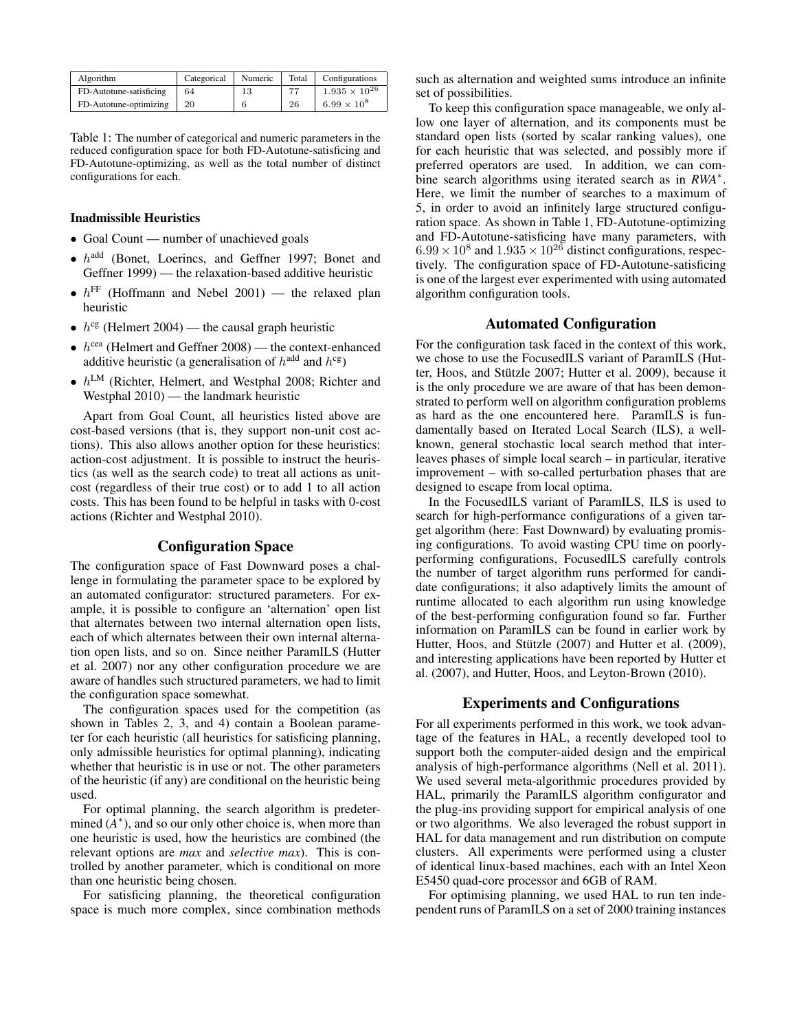| Algorithm | Categorical | Numeric | Total | Configurations |
| --- | --- | --- | --- | --- |
| FD-Autotune-satisficing | 64 | 13 | 77 | $1.935 \times 10^{26}$ |
| FD-Autotune-optimizing | 20 | 6 | 26 | $6.99 \times 10^{8}$ |

Table 1: The number of categorical and numeric parameters in the reduced configuration space for both FD-Autotune-satisficing and FD-Autotune-optimizing, as well as the total number of distinct configurations for each.

**Inadmissible Heuristics**

- Goal Count — number of unachieved goals
- $h^{\text{add}}$ (Bonet, Loerincs, and Geffner 1997; Bonet and Geffner 1999) — the relaxation-based additive heuristic
- $h^{\text{FF}}$ (Hoffmann and Nebel 2001) — the relaxed plan heuristic
- $h^{\text{cg}}$ (Helmert 2004) — the causal graph heuristic
- $h^{\text{cea}}$ (Helmert and Geffner 2008) — the context-enhanced additive heuristic (a generalisation of $h^{\text{add}}$ and $h^{\text{cg}}$)
- $h^{\text{LM}}$ (Richter, Helmert, and Westphal 2008; Richter and Westphal 2010) — the landmark heuristic

Apart from Goal Count, all heuristics listed above are cost-based versions (that is, they support non-unit cost actions). This also allows another option for these heuristics: action-cost adjustment. It is possible to instruct the heuristics (as well as the search code) to treat all actions as unit-cost (regardless of their true cost) or to add 1 to all action costs. This has been found to be helpful in tasks with 0-cost actions (Richter and Westphal 2010).

## Configuration Space

The configuration space of Fast Downward poses a challenge in formulating the parameter space to be explored by an automated configurator: structured parameters. For example, it is possible to configure an 'alternation' open list that alternates between two internal alternation open lists, each of which alternates between their own internal alternation open lists, and so on. Since neither ParamILS (Hutter et al. 2007) nor any other configuration procedure we are aware of handles such structured parameters, we had to limit the configuration space somewhat.

The configuration spaces used for the competition (as shown in Tables 2, 3, and 4) contain a Boolean parameter for each heuristic (all heuristics for satisficing planning, only admissible heuristics for optimal planning), indicating whether that heuristic is in use or not. The other parameters of the heuristic (if any) are conditional on the heuristic being used.

For optimal planning, the search algorithm is predetermined ($A^*$), and so our only other choice is, when more than one heuristic is used, how the heuristics are combined (the relevant options are *max* and *selective max*). This is controlled by another parameter, which is conditional on more than one heuristic being chosen.

For satisficing planning, the theoretical configuration space is much more complex, since combination methods such as alternation and weighted sums introduce an infinite set of possibilities.

To keep this configuration space manageable, we only allow one layer of alternation, and its components must be standard open lists (sorted by scalar ranking values), one for each heuristic that was selected, and possibly more if preferred operators are used. In addition, we can combine search algorithms using iterated search as in *RWA*$^*$. Here, we limit the number of searches to a maximum of 5, in order to avoid an infinitely large structured configuration space. As shown in Table 1, FD-Autotune-optimizing and FD-Autotune-satisficing have many parameters, with $6.99 \times 10^8$ and $1.935 \times 10^{26}$ distinct configurations, respectively. The configuration space of FD-Autotune-satisficing is one of the largest ever experimented with using automated algorithm configuration tools.

## Automated Configuration

For the configuration task faced in the context of this work, we chose to use the FocusedILS variant of ParamILS (Hutter, Hoos, and Stützle 2007; Hutter et al. 2009), because it is the only procedure we are aware of that has been demonstrated to perform well on algorithm configuration problems as hard as the one encountered here. ParamILS is fundamentally based on Iterated Local Search (ILS), a well-known, general stochastic local search method that interleaves phases of simple local search – in particular, iterative improvement – with so-called perturbation phases that are designed to escape from local optima.

In the FocusedILS variant of ParamILS, ILS is used to search for high-performance configurations of a given target algorithm (here: Fast Downward) by evaluating promising configurations. To avoid wasting CPU time on poorly-performing configurations, FocusedILS carefully controls the number of target algorithm runs performed for candidate configurations; it also adaptively limits the amount of runtime allocated to each algorithm run using knowledge of the best-performing configuration found so far. Further information on ParamILS can be found in earlier work by Hutter, Hoos, and Stützle (2007) and Hutter et al. (2009), and interesting applications have been reported by Hutter et al. (2007), and Hutter, Hoos, and Leyton-Brown (2010).

## Experiments and Configurations

For all experiments performed in this work, we took advantage of the features in HAL, a recently developed tool to support both the computer-aided design and the empirical analysis of high-performance algorithms (Nell et al. 2011). We used several meta-algorithmic procedures provided by HAL, primarily the ParamILS algorithm configurator and the plug-ins providing support for empirical analysis of one or two algorithms. We also leveraged the robust support in HAL for data management and run distribution on compute clusters. All experiments were performed using a cluster of identical linux-based machines, each with an Intel Xeon E5450 quad-core processor and 6GB of RAM.

For optimising planning, we used HAL to run ten independent runs of ParamILS on a set of 2000 training instances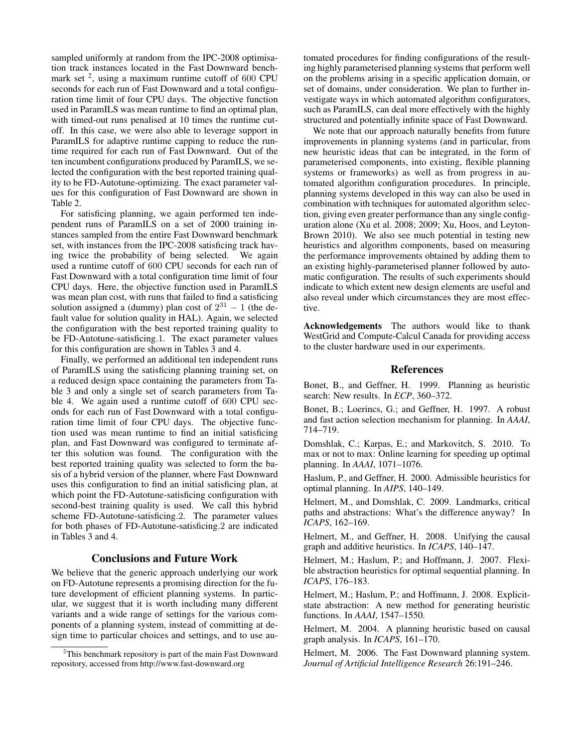sampled uniformly at random from the IPC-2008 optimisation track instances located in the Fast Downward benchmark set [2], using a maximum runtime cutoff of 600 CPU seconds for each run of Fast Downward and a total configuration time limit of four CPU days. The objective function used in ParamILS was mean runtime to find an optimal plan, with timed-out runs penalised at 10 times the runtime cutoff. In this case, we were also able to leverage support in ParamILS for adaptive runtime capping to reduce the runtime required for each run of Fast Downward. Out of the ten incumbent configurations produced by ParamILS, we selected the configuration with the best reported training quality to be FD-Autotune-optimizing. The exact parameter values for this configuration of Fast Downward are shown in Table 2.

For satisficing planning, we again performed ten independent runs of ParamILS on a set of 2000 training instances sampled from the entire Fast Downward benchmark set, with instances from the IPC-2008 satisficing track having twice the probability of being selected. We again used a runtime cutoff of 600 CPU seconds for each run of Fast Downward with a total configuration time limit of four CPU days. Here, the objective function used in ParamILS was mean plan cost, with runs that failed to find a satisficing solution assigned a (dummy) plan cost of $2^{31} - 1$ (the default value for solution quality in HAL). Again, we selected the configuration with the best reported training quality to be FD-Autotune-satisficing.1. The exact parameter values for this configuration are shown in Tables 3 and 4.

Finally, we performed an additional ten independent runs of ParamILS using the satisficing planning training set, on a reduced design space containing the parameters from Table 3 and only a single set of search parameters from Table 4. We again used a runtime cutoff of 600 CPU seconds for each run of Fast Downward with a total configuration time limit of four CPU days. The objective function used was mean runtime to find an initial satisficing plan, and Fast Downward was configured to terminate after this solution was found. The configuration with the best reported training quality was selected to form the basis of a hybrid version of the planner, where Fast Downward uses this configuration to find an initial satisficing plan, at which point the FD-Autotune-satisficing configuration with second-best training quality is used. We call this hybrid scheme FD-Autotune-satisficing.2. The parameter values for both phases of FD-Autotune-satisficing.2 are indicated in Tables 3 and 4.

## Conclusions and Future Work

We believe that the generic approach underlying our work on FD-Autotune represents a promising direction for the future development of efficient planning systems. In particular, we suggest that it is worth including many different variants and a wide range of settings for the various components of a planning system, instead of committing at design time to particular choices and settings, and to use automated procedures for finding configurations of the resulting highly parameterised planning systems that perform well on the problems arising in a specific application domain, or set of domains, under consideration. We plan to further investigate ways in which automated algorithm configurators, such as ParamILS, can deal more effectively with the highly structured and potentially infinite space of Fast Downward.

We note that our approach naturally benefits from future improvements in planning systems (and in particular, from new heuristic ideas that can be integrated, in the form of parameterised components, into existing, flexible planning systems or frameworks) as well as from progress in automated algorithm configuration procedures. In principle, planning systems developed in this way can also be used in combination with techniques for automated algorithm selection, giving even greater performance than any single configuration alone (Xu et al. 2008; 2009; Xu, Hoos, and Leyton-Brown 2010). We also see much potential in testing new heuristics and algorithm components, based on measuring the performance improvements obtained by adding them to an existing highly-parameterised planner followed by automatic configuration. The results of such experiments should indicate to which extent new design elements are useful and also reveal under which circumstances they are most effective.

**Acknowledgements** The authors would like to thank WestGrid and Compute-Calcul Canada for providing access to the cluster hardware used in our experiments.

## References

Bonet, B., and Geffner, H. 1999. Planning as heuristic search: New results. In *ECP*, 360–372.

Bonet, B.; Loerincs, G.; and Geffner, H. 1997. A robust and fast action selection mechanism for planning. In *AAAI*, 714–719.

Domshlak, C.; Karpas, E.; and Markovitch, S. 2010. To max or not to max: Online learning for speeding up optimal planning. In *AAAI*, 1071–1076.

Haslum, P., and Geffner, H. 2000. Admissible heuristics for optimal planning. In *AIPS*, 140–149.

Helmert, M., and Domshlak, C. 2009. Landmarks, critical paths and abstractions: What's the difference anyway? In *ICAPS*, 162–169.

Helmert, M., and Geffner, H. 2008. Unifying the causal graph and additive heuristics. In *ICAPS*, 140–147.

Helmert, M.; Haslum, P.; and Hoffmann, J. 2007. Flexible abstraction heuristics for optimal sequential planning. In *ICAPS*, 176–183.

Helmert, M.; Haslum, P.; and Hoffmann, J. 2008. Explicit-state abstraction: A new method for generating heuristic functions. In *AAAI*, 1547–1550.

Helmert, M. 2004. A planning heuristic based on causal graph analysis. In *ICAPS*, 161–170.

Helmert, M. 2006. The Fast Downward planning system. *Journal of Artificial Intelligence Research* 26:191–246.

[2] This benchmark repository is part of the main Fast Downward repository, accessed from http://www.fast-downward.org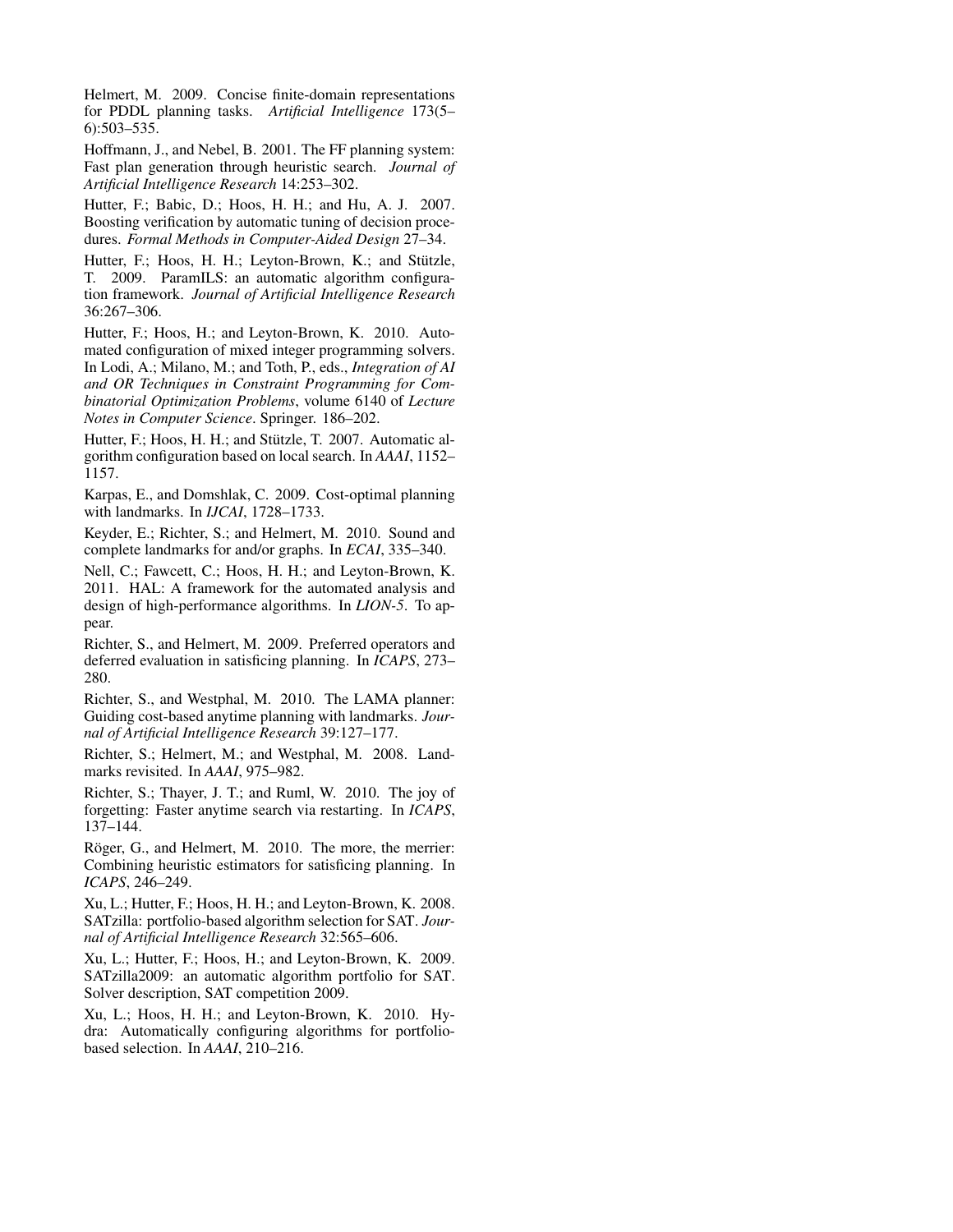Helmert, M. 2009. Concise finite-domain representations for PDDL planning tasks. *Artificial Intelligence* 173(5–6):503–535.

Hoffmann, J., and Nebel, B. 2001. The FF planning system: Fast plan generation through heuristic search. *Journal of Artificial Intelligence Research* 14:253–302.

Hutter, F.; Babic, D.; Hoos, H. H.; and Hu, A. J. 2007. Boosting verification by automatic tuning of decision procedures. *Formal Methods in Computer-Aided Design* 27–34.

Hutter, F.; Hoos, H. H.; Leyton-Brown, K.; and Stützle, T. 2009. ParamILS: an automatic algorithm configuration framework. *Journal of Artificial Intelligence Research* 36:267–306.

Hutter, F.; Hoos, H.; and Leyton-Brown, K. 2010. Automated configuration of mixed integer programming solvers. In Lodi, A.; Milano, M.; and Toth, P., eds., *Integration of AI and OR Techniques in Constraint Programming for Combinatorial Optimization Problems*, volume 6140 of *Lecture Notes in Computer Science*. Springer. 186–202.

Hutter, F.; Hoos, H. H.; and Stützle, T. 2007. Automatic algorithm configuration based on local search. In *AAAI*, 1152–1157.

Karpas, E., and Domshlak, C. 2009. Cost-optimal planning with landmarks. In *IJCAI*, 1728–1733.

Keyder, E.; Richter, S.; and Helmert, M. 2010. Sound and complete landmarks for and/or graphs. In *ECAI*, 335–340.

Nell, C.; Fawcett, C.; Hoos, H. H.; and Leyton-Brown, K. 2011. HAL: A framework for the automated analysis and design of high-performance algorithms. In *LION-5*. To appear.

Richter, S., and Helmert, M. 2009. Preferred operators and deferred evaluation in satisficing planning. In *ICAPS*, 273–280.

Richter, S., and Westphal, M. 2010. The LAMA planner: Guiding cost-based anytime planning with landmarks. *Journal of Artificial Intelligence Research* 39:127–177.

Richter, S.; Helmert, M.; and Westphal, M. 2008. Landmarks revisited. In *AAAI*, 975–982.

Richter, S.; Thayer, J. T.; and Ruml, W. 2010. The joy of forgetting: Faster anytime search via restarting. In *ICAPS*, 137–144.

Röger, G., and Helmert, M. 2010. The more, the merrier: Combining heuristic estimators for satisficing planning. In *ICAPS*, 246–249.

Xu, L.; Hutter, F.; Hoos, H. H.; and Leyton-Brown, K. 2008. SATzilla: portfolio-based algorithm selection for SAT. *Journal of Artificial Intelligence Research* 32:565–606.

Xu, L.; Hutter, F.; Hoos, H.; and Leyton-Brown, K. 2009. SATzilla2009: an automatic algorithm portfolio for SAT. Solver description, SAT competition 2009.

Xu, L.; Hoos, H. H.; and Leyton-Brown, K. 2010. Hydra: Automatically configuring algorithms for portfolio-based selection. In *AAAI*, 210–216.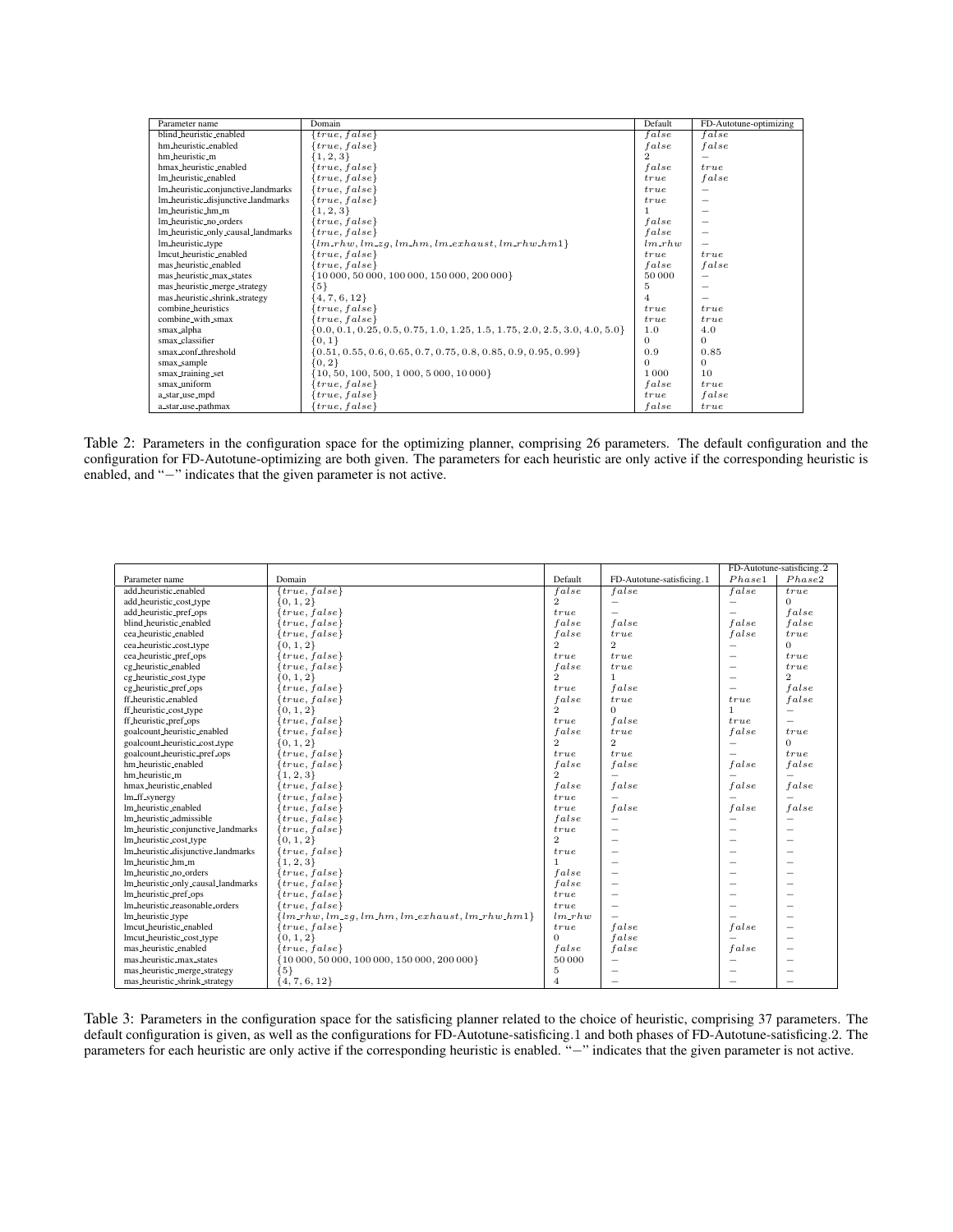| Parameter name | Domain | Default | FD-Autotune-optimizing |
|---|---|---|---|
| blind_heuristic_enabled | $\{true, false\}$ | $false$ | $false$ |
| hm_heuristic_enabled | $\{true, false\}$ | $false$ | $false$ |
| hm_heuristic_m | $\{1, 2, 3\}$ | 2 | $-$ |
| hmax_heuristic_enabled | $\{true, false\}$ | $false$ | $true$ |
| lm_heuristic_enabled | $\{true, false\}$ | $true$ | $false$ |
| lm_heuristic_conjunctive_landmarks | $\{true, false\}$ | $true$ | $-$ |
| lm_heuristic_disjunctive_landmarks | $\{true, false\}$ | $true$ | $-$ |
| lm_heuristic_hm_m | $\{1, 2, 3\}$ | 1 | $-$ |
| lm_heuristic_no_orders | $\{true, false\}$ | $false$ | $-$ |
| lm_heuristic_only_causal_landmarks | $\{true, false\}$ | $false$ | $-$ |
| lm_heuristic_type | $\{lm\_rhw, lm\_zg, lm\_hm, lm\_exhaust, lm\_rhw\_hm1\}$ | $lm\_rhw$ | $-$ |
| lmcut_heuristic_enabled | $\{true, false\}$ | $true$ | $true$ |
| mas_heuristic_enabled | $\{true, false\}$ | $false$ | $false$ |
| mas_heuristic_max_states | $\{10\,000, 50\,000, 100\,000, 150\,000, 200\,000\}$ | 50 000 | $-$ |
| mas_heuristic_merge_strategy | $\{5\}$ | 5 | $-$ |
| mas_heuristic_shrink_strategy | $\{4, 7, 6, 12\}$ | 4 | $-$ |
| combine_heuristics | $\{true, false\}$ | $true$ | $true$ |
| combine_with_smax | $\{true, false\}$ | $true$ | $true$ |
| smax_alpha | $\{0.0, 0.1, 0.25, 0.5, 0.75, 1.0, 1.25, 1.5, 1.75, 2.0, 2.5, 3.0, 4.0, 5.0\}$ | 1.0 | 4.0 |
| smax_classifier | $\{0, 1\}$ | 0 | 0 |
| smax_conf_threshold | $\{0.51, 0.55, 0.6, 0.65, 0.7, 0.75, 0.8, 0.85, 0.9, 0.95, 0.99\}$ | 0.9 | 0.85 |
| smax_sample | $\{0, 2\}$ | 0 | 0 |
| smax_training_set | $\{10, 50, 100, 500, 1\,000, 5\,000, 10\,000\}$ | 1 000 | 10 |
| smax_uniform | $\{true, false\}$ | $false$ | $true$ |
| a_star_use_mpd | $\{true, false\}$ | $true$ | $false$ |
| a_star_use_pathmax | $\{true, false\}$ | $false$ | $true$ |

Table 2: Parameters in the configuration space for the optimizing planner, comprising 26 parameters. The default configuration and the configuration for FD-Autotune-optimizing are both given. The parameters for each heuristic are only active if the corresponding heuristic is enabled, and "$-$" indicates that the given parameter is not active.

| | | | | FD-Autotune-satisficing.2 | |
|---|---|---|---|---|---|
| Parameter name | Domain | Default | FD-Autotune-satisficing.1 | $Phase1$ | $Phase2$ |
| add_heuristic_enabled | $\{true, false\}$ | $false$ | $false$ | $false$ | $true$ |
| add_heuristic_cost_type | $\{0, 1, 2\}$ | 2 | $-$ | $-$ | 0 |
| add_heuristic_pref_ops | $\{true, false\}$ | $true$ | $-$ | $-$ | $false$ |
| blind_heuristic_enabled | $\{true, false\}$ | $false$ | $false$ | $false$ | $false$ |
| cea_heuristic_enabled | $\{true, false\}$ | $false$ | $true$ | $false$ | $true$ |
| cea_heuristic_cost_type | $\{0, 1, 2\}$ | 2 | 2 | $-$ | 0 |
| cea_heuristic_pref_ops | $\{true, false\}$ | $true$ | $true$ | $-$ | $true$ |
| cg_heuristic_enabled | $\{true, false\}$ | $false$ | $true$ | $-$ | $true$ |
| cg_heuristic_cost_type | $\{0, 1, 2\}$ | 2 | 1 | $-$ | 2 |
| cg_heuristic_pref_ops | $\{true, false\}$ | $true$ | $false$ | $-$ | $false$ |
| ff_heuristic_enabled | $\{true, false\}$ | $false$ | $true$ | $true$ | $false$ |
| ff_heuristic_cost_type | $\{0, 1, 2\}$ | 2 | 0 | 1 | $-$ |
| ff_heuristic_pref_ops | $\{true, false\}$ | $true$ | $false$ | $true$ | $-$ |
| goalcount_heuristic_enabled | $\{true, false\}$ | $false$ | $true$ | $false$ | $true$ |
| goalcount_heuristic_cost_type | $\{0, 1, 2\}$ | 2 | 2 | $-$ | 0 |
| goalcount_heuristic_pref_ops | $\{true, false\}$ | $true$ | $true$ | $-$ | $true$ |
| hm_heuristic_enabled | $\{true, false\}$ | $false$ | $false$ | $false$ | $false$ |
| hm_heuristic_m | $\{1, 2, 3\}$ | 2 | $-$ | $-$ | $-$ |
| hmax_heuristic_enabled | $\{true, false\}$ | $false$ | $false$ | $false$ | $false$ |
| lm_ff_synergy | $\{true, false\}$ | $true$ | $-$ | $-$ | $-$ |
| lm_heuristic_enabled | $\{true, false\}$ | $true$ | $false$ | $false$ | $false$ |
| lm_heuristic_admissible | $\{true, false\}$ | $false$ | $-$ | $-$ | $-$ |
| lm_heuristic_conjunctive_landmarks | $\{true, false\}$ | $true$ | $-$ | $-$ | $-$ |
| lm_heuristic_cost_type | $\{0, 1, 2\}$ | 2 | $-$ | $-$ | $-$ |
| lm_heuristic_disjunctive_landmarks | $\{true, false\}$ | $true$ | $-$ | $-$ | $-$ |
| lm_heuristic_hm_m | $\{1, 2, 3\}$ | 1 | $-$ | $-$ | $-$ |
| lm_heuristic_no_orders | $\{true, false\}$ | $false$ | $-$ | $-$ | $-$ |
| lm_heuristic_only_causal_landmarks | $\{true, false\}$ | $false$ | $-$ | $-$ | $-$ |
| lm_heuristic_pref_ops | $\{true, false\}$ | $true$ | $-$ | $-$ | $-$ |
| lm_heuristic_reasonable_orders | $\{true, false\}$ | $true$ | $-$ | $-$ | $-$ |
| lm_heuristic_type | $\{lm\_rhw, lm\_zg, lm\_hm, lm\_exhaust, lm\_rhw\_hm1\}$ | $lm\_rhw$ | $-$ | $-$ | $-$ |
| lmcut_heuristic_enabled | $\{true, false\}$ | $true$ | $false$ | $false$ | $-$ |
| lmcut_heuristic_cost_type | $\{0, 1, 2\}$ | 0 | $false$ | $-$ | $-$ |
| mas_heuristic_enabled | $\{true, false\}$ | $false$ | $false$ | $false$ | $-$ |
| mas_heuristic_max_states | $\{10\,000, 50\,000, 100\,000, 150\,000, 200\,000\}$ | 50 000 | $-$ | $-$ | $-$ |
| mas_heuristic_merge_strategy | $\{5\}$ | 5 | $-$ | $-$ | $-$ |
| mas_heuristic_shrink_strategy | $\{4, 7, 6, 12\}$ | 4 | $-$ | $-$ | $-$ |

Table 3: Parameters in the configuration space for the satisficing planner related to the choice of heuristic, comprising 37 parameters. The default configuration is given, as well as the configurations for FD-Autotune-satisficing.1 and both phases of FD-Autotune-satisficing.2. The parameters for each heuristic are only active if the corresponding heuristic is enabled. "$-$" indicates that the given parameter is not active.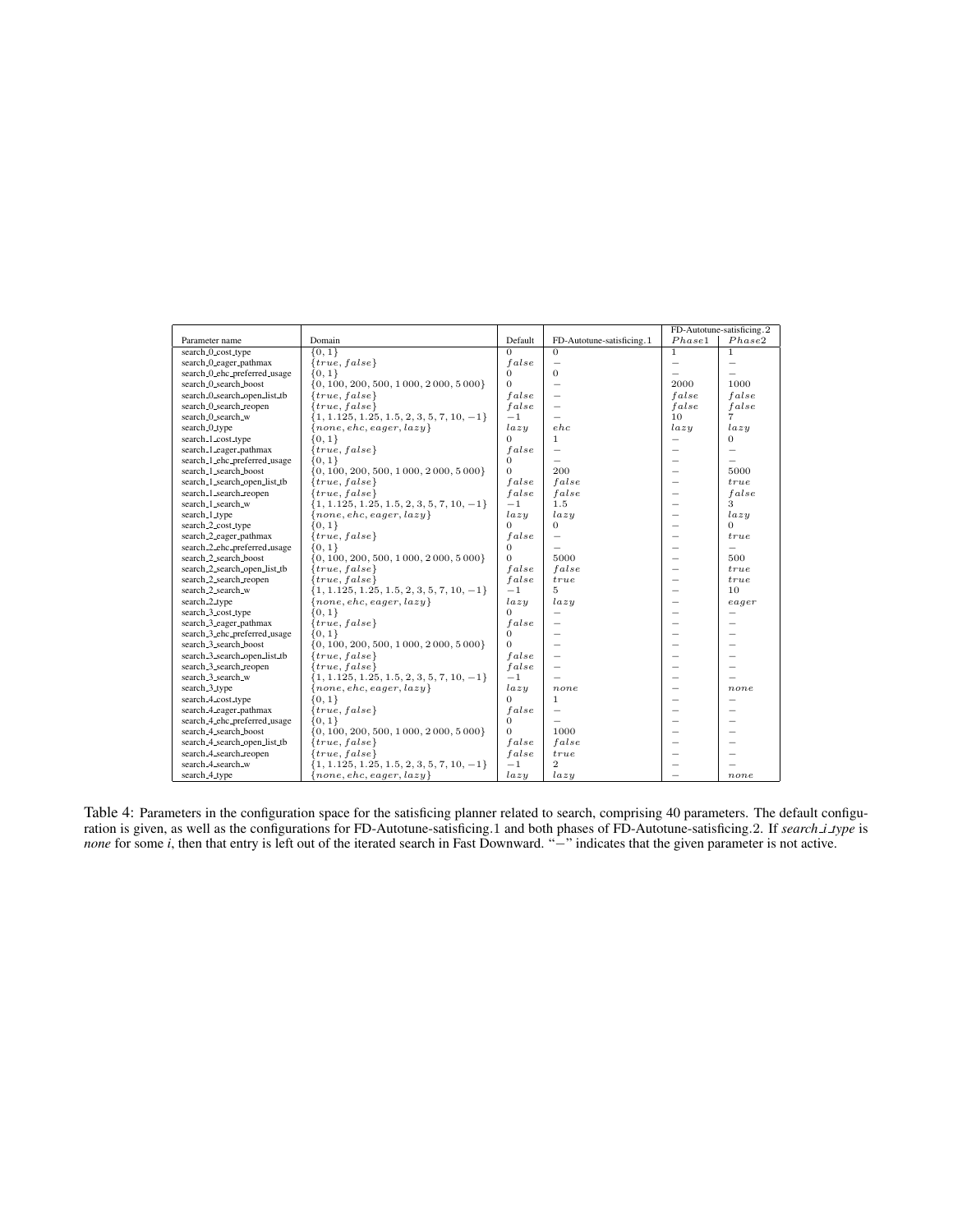| | | | | FD-Autotune-satisficing.2 | |
|---|---|---|---|---|---|
| Parameter name | Domain | Default | FD-Autotune-satisficing.1 | $Phase1$ | $Phase2$ |
| search_0_cost_type | $\{0, 1\}$ | 0 | 0 | 1 | 1 |
| search_0_eager_pathmax | $\{true, false\}$ | $false$ | $-$ | $-$ | $-$ |
| search_0_ehc_preferred_usage | $\{0, 1\}$ | 0 | 0 | $-$ | $-$ |
| search_0_search_boost | $\{0, 100, 200, 500, 1\,000, 2\,000, 5\,000\}$ | 0 | $-$ | 2000 | 1000 |
| search_0_search_open_list_tb | $\{true, false\}$ | $false$ | $-$ | $false$ | $false$ |
| search_0_search_reopen | $\{true, false\}$ | $false$ | $-$ | $false$ | $false$ |
| search_0_search_w | $\{1, 1.125, 1.25, 1.5, 2, 3, 5, 7, 10, -1\}$ | $-1$ | $-$ | 10 | 7 |
| search_0_type | $\{none, ehc, eager, lazy\}$ | $lazy$ | $ehc$ | $lazy$ | $lazy$ |
| search_1_cost_type | $\{0, 1\}$ | 0 | 1 | $-$ | 0 |
| search_1_eager_pathmax | $\{true, false\}$ | $false$ | $-$ | $-$ | $-$ |
| search_1_ehc_preferred_usage | $\{0, 1\}$ | 0 | $-$ | $-$ | $-$ |
| search_1_search_boost | $\{0, 100, 200, 500, 1\,000, 2\,000, 5\,000\}$ | 0 | 200 | $-$ | 5000 |
| search_1_search_open_list_tb | $\{true, false\}$ | $false$ | $false$ | $-$ | $true$ |
| search_1_search_reopen | $\{true, false\}$ | $false$ | $false$ | $-$ | $false$ |
| search_1_search_w | $\{1, 1.125, 1.25, 1.5, 2, 3, 5, 7, 10, -1\}$ | $-1$ | 1.5 | $-$ | 3 |
| search_1_type | $\{none, ehc, eager, lazy\}$ | $lazy$ | $lazy$ | $-$ | $lazy$ |
| search_2_cost_type | $\{0, 1\}$ | 0 | 0 | $-$ | 0 |
| search_2_eager_pathmax | $\{true, false\}$ | $false$ | $-$ | $-$ | $true$ |
| search_2_ehc_preferred_usage | $\{0, 1\}$ | 0 | $-$ | $-$ | $-$ |
| search_2_search_boost | $\{0, 100, 200, 500, 1\,000, 2\,000, 5\,000\}$ | 0 | 5000 | $-$ | 500 |
| search_2_search_open_list_tb | $\{true, false\}$ | $false$ | $false$ | $-$ | $true$ |
| search_2_search_reopen | $\{true, false\}$ | $false$ | $true$ | $-$ | $true$ |
| search_2_search_w | $\{1, 1.125, 1.25, 1.5, 2, 3, 5, 7, 10, -1\}$ | $-1$ | 5 | $-$ | 10 |
| search_2_type | $\{none, ehc, eager, lazy\}$ | $lazy$ | $lazy$ | $-$ | $eager$ |
| search_3_cost_type | $\{0, 1\}$ | 0 | $-$ | $-$ | $-$ |
| search_3_eager_pathmax | $\{true, false\}$ | $false$ | $-$ | $-$ | $-$ |
| search_3_ehc_preferred_usage | $\{0, 1\}$ | 0 | $-$ | $-$ | $-$ |
| search_3_search_boost | $\{0, 100, 200, 500, 1\,000, 2\,000, 5\,000\}$ | 0 | $-$ | $-$ | $-$ |
| search_3_search_open_list_tb | $\{true, false\}$ | $false$ | $-$ | $-$ | $-$ |
| search_3_search_reopen | $\{true, false\}$ | $false$ | $-$ | $-$ | $-$ |
| search_3_search_w | $\{1, 1.125, 1.25, 1.5, 2, 3, 5, 7, 10, -1\}$ | $-1$ | $-$ | $-$ | $-$ |
| search_3_type | $\{none, ehc, eager, lazy\}$ | $lazy$ | $none$ | $-$ | $none$ |
| search_4_cost_type | $\{0, 1\}$ | 0 | 1 | $-$ | $-$ |
| search_4_eager_pathmax | $\{true, false\}$ | $false$ | $-$ | $-$ | $-$ |
| search_4_ehc_preferred_usage | $\{0, 1\}$ | 0 | $-$ | $-$ | $-$ |
| search_4_search_boost | $\{0, 100, 200, 500, 1\,000, 2\,000, 5\,000\}$ | 0 | 1000 | $-$ | $-$ |
| search_4_search_open_list_tb | $\{true, false\}$ | $false$ | $false$ | $-$ | $-$ |
| search_4_search_reopen | $\{true, false\}$ | $false$ | $true$ | $-$ | $-$ |
| search_4_search_w | $\{1, 1.125, 1.25, 1.5, 2, 3, 5, 7, 10, -1\}$ | $-1$ | 2 | $-$ | $-$ |
| search_4_type | $\{none, ehc, eager, lazy\}$ | $lazy$ | $lazy$ | $-$ | $none$ |

Table 4: Parameters in the configuration space for the satisficing planner related to search, comprising 40 parameters. The default configuration is given, as well as the configurations for FD-Autotune-satisficing.1 and both phases of FD-Autotune-satisficing.2. If *search_i_type* is *none* for some *i*, then that entry is left out of the iterated search in Fast Downward. "$-$" indicates that the given parameter is not active.